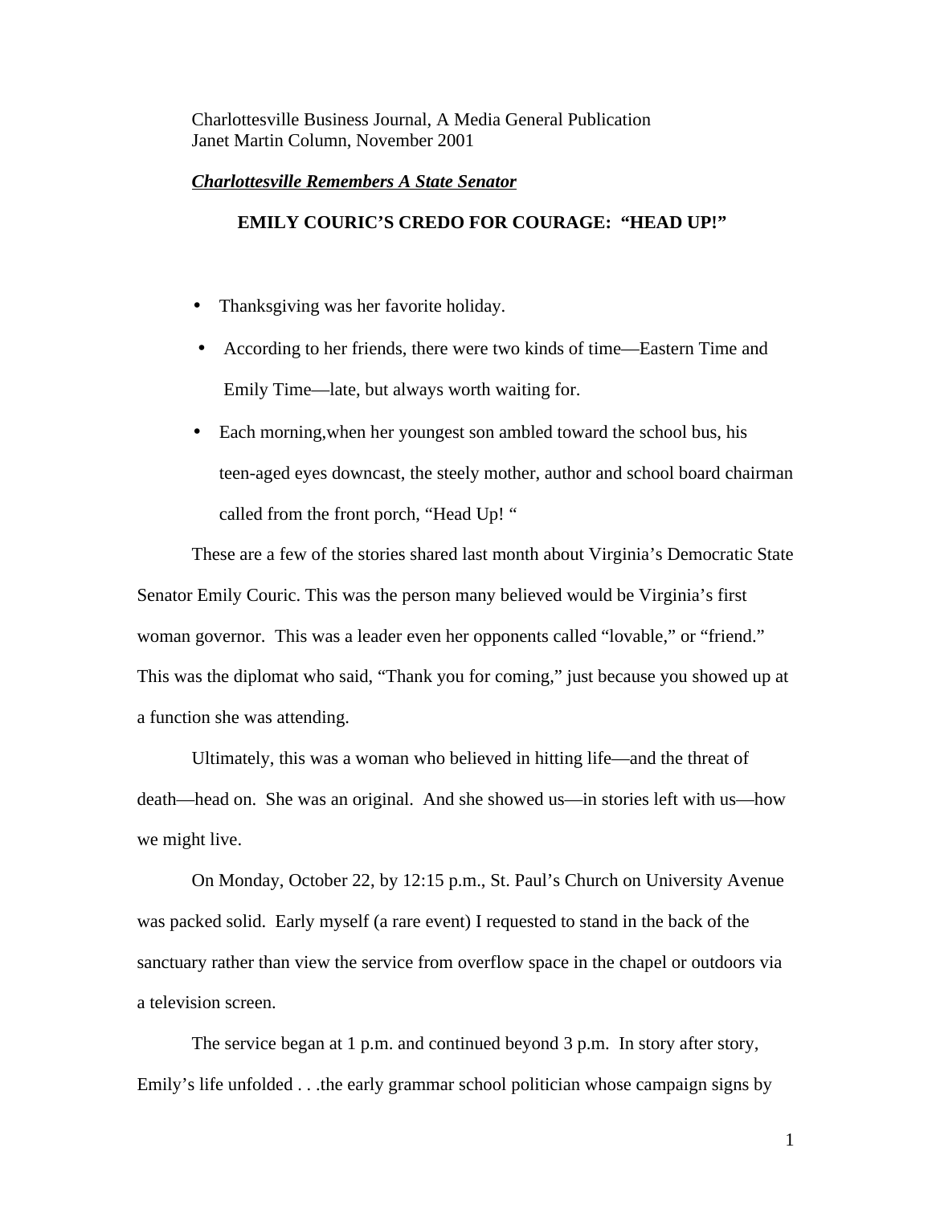Charlottesville Business Journal, A Media General Publication
Janet Martin Column, November 2001

***Charlottesville Remembers A State Senator***

**EMILY COURIC'S CREDO FOR COURAGE: "HEAD UP!"**

- Thanksgiving was her favorite holiday.
- According to her friends, there were two kinds of time—Eastern Time and Emily Time—late, but always worth waiting for.
- Each morning,when her youngest son ambled toward the school bus, his teen-aged eyes downcast, the steely mother, author and school board chairman called from the front porch, "Head Up! "

These are a few of the stories shared last month about Virginia's Democratic State Senator Emily Couric. This was the person many believed would be Virginia's first woman governor. This was a leader even her opponents called "lovable," or "friend." This was the diplomat who said, "Thank you for coming," just because you showed up at a function she was attending.

Ultimately, this was a woman who believed in hitting life—and the threat of death—head on. She was an original. And she showed us—in stories left with us—how we might live.

On Monday, October 22, by 12:15 p.m., St. Paul's Church on University Avenue was packed solid. Early myself (a rare event) I requested to stand in the back of the sanctuary rather than view the service from overflow space in the chapel or outdoors via a television screen.

The service began at 1 p.m. and continued beyond 3 p.m. In story after story, Emily's life unfolded . . .the early grammar school politician whose campaign signs by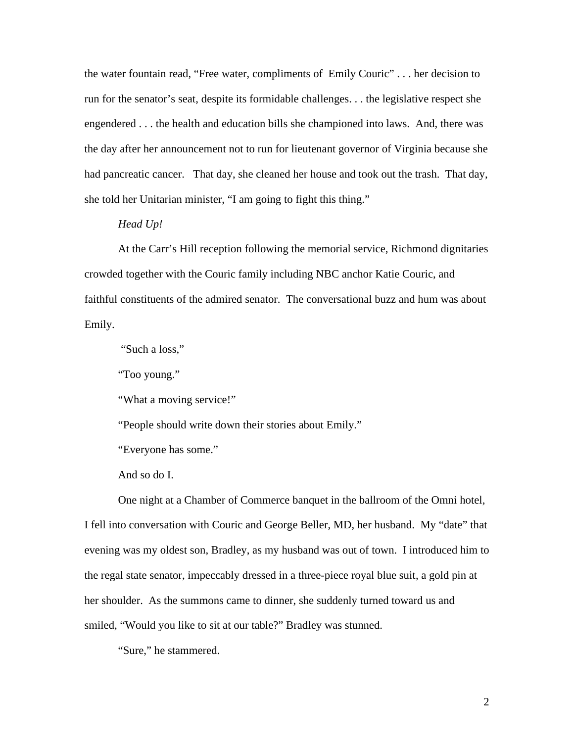the water fountain read, "Free water, compliments of Emily Couric" . . . her decision to run for the senator's seat, despite its formidable challenges. . . the legislative respect she engendered . . . the health and education bills she championed into laws. And, there was the day after her announcement not to run for lieutenant governor of Virginia because she had pancreatic cancer. That day, she cleaned her house and took out the trash. That day, she told her Unitarian minister, "I am going to fight this thing."

*Head Up!*

At the Carr's Hill reception following the memorial service, Richmond dignitaries crowded together with the Couric family including NBC anchor Katie Couric, and faithful constituents of the admired senator. The conversational buzz and hum was about Emily.

"Such a loss,"

"Too young."

"What a moving service!"

"People should write down their stories about Emily."

"Everyone has some."

And so do I.

One night at a Chamber of Commerce banquet in the ballroom of the Omni hotel, I fell into conversation with Couric and George Beller, MD, her husband. My "date" that evening was my oldest son, Bradley, as my husband was out of town. I introduced him to the regal state senator, impeccably dressed in a three-piece royal blue suit, a gold pin at her shoulder. As the summons came to dinner, she suddenly turned toward us and smiled, "Would you like to sit at our table?" Bradley was stunned.

"Sure," he stammered.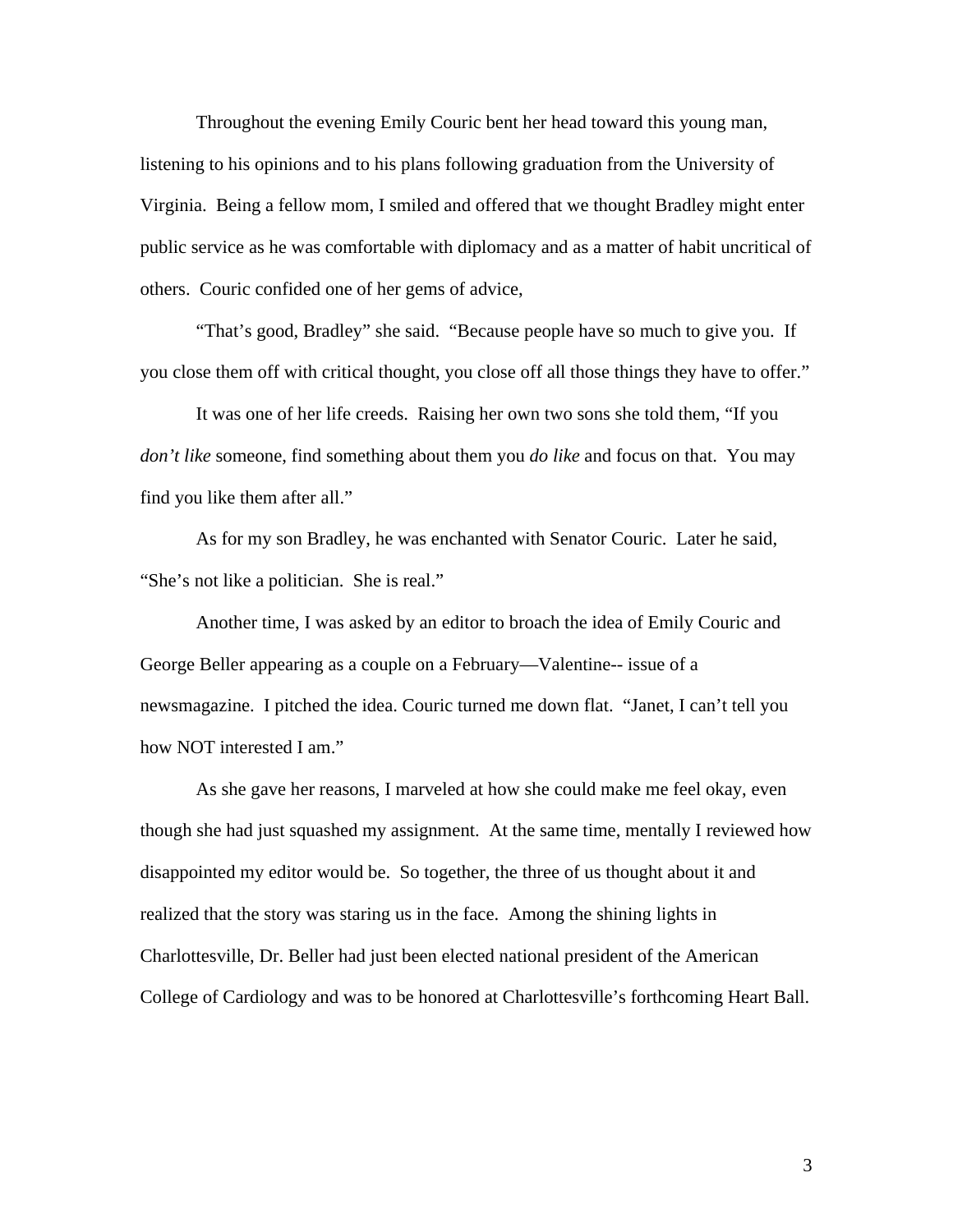Throughout the evening Emily Couric bent her head toward this young man, listening to his opinions and to his plans following graduation from the University of Virginia. Being a fellow mom, I smiled and offered that we thought Bradley might enter public service as he was comfortable with diplomacy and as a matter of habit uncritical of others. Couric confided one of her gems of advice,

"That's good, Bradley" she said. "Because people have so much to give you. If you close them off with critical thought, you close off all those things they have to offer."

It was one of her life creeds. Raising her own two sons she told them, "If you *don't like* someone, find something about them you *do like* and focus on that. You may find you like them after all."

As for my son Bradley, he was enchanted with Senator Couric. Later he said, "She's not like a politician. She is real."

Another time, I was asked by an editor to broach the idea of Emily Couric and George Beller appearing as a couple on a February—Valentine-- issue of a newsmagazine. I pitched the idea. Couric turned me down flat. "Janet, I can't tell you how NOT interested I am."

As she gave her reasons, I marveled at how she could make me feel okay, even though she had just squashed my assignment. At the same time, mentally I reviewed how disappointed my editor would be. So together, the three of us thought about it and realized that the story was staring us in the face. Among the shining lights in Charlottesville, Dr. Beller had just been elected national president of the American College of Cardiology and was to be honored at Charlottesville's forthcoming Heart Ball.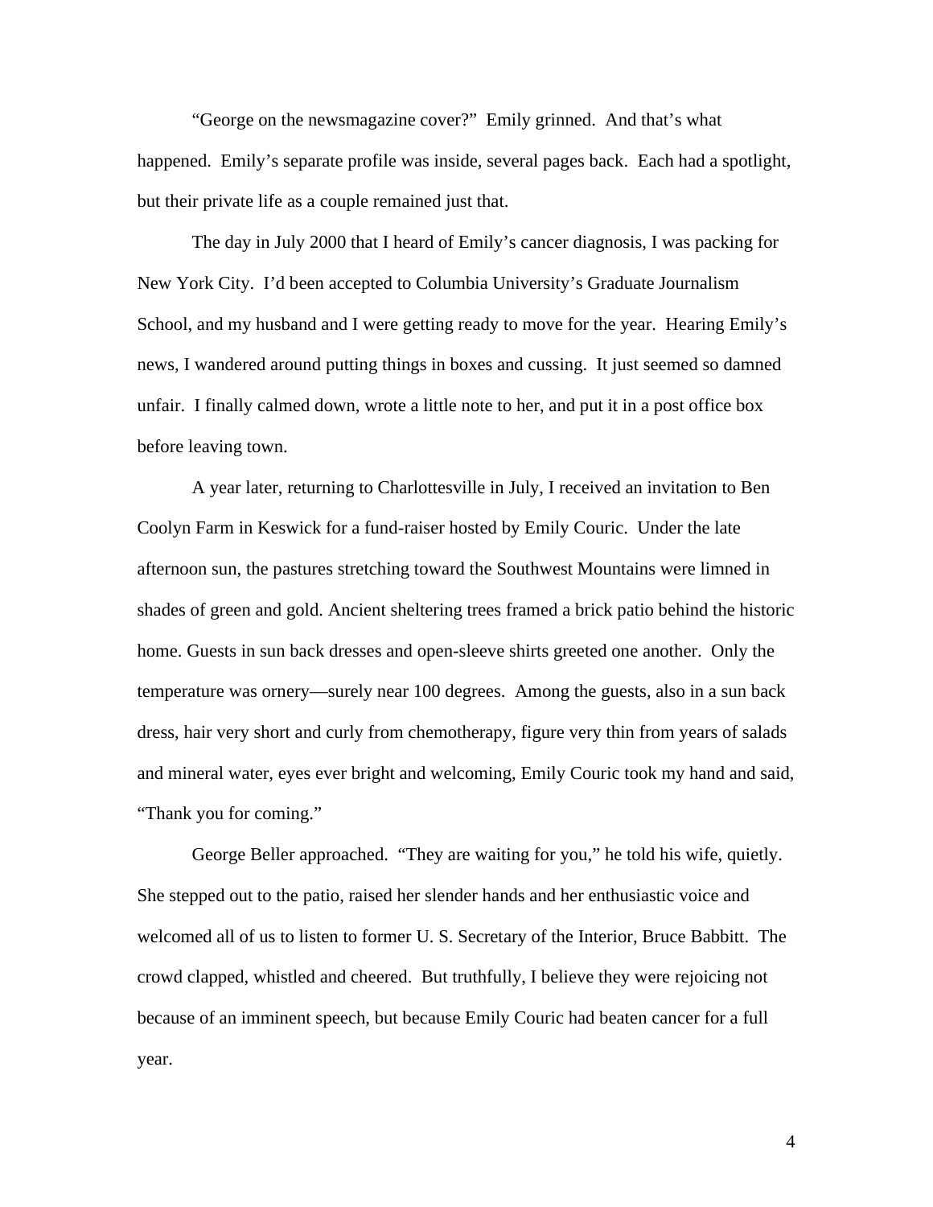"George on the newsmagazine cover?" Emily grinned. And that's what happened. Emily's separate profile was inside, several pages back. Each had a spotlight, but their private life as a couple remained just that.

The day in July 2000 that I heard of Emily's cancer diagnosis, I was packing for New York City. I'd been accepted to Columbia University's Graduate Journalism School, and my husband and I were getting ready to move for the year. Hearing Emily's news, I wandered around putting things in boxes and cussing. It just seemed so damned unfair. I finally calmed down, wrote a little note to her, and put it in a post office box before leaving town.

A year later, returning to Charlottesville in July, I received an invitation to Ben Coolyn Farm in Keswick for a fund-raiser hosted by Emily Couric. Under the late afternoon sun, the pastures stretching toward the Southwest Mountains were limned in shades of green and gold. Ancient sheltering trees framed a brick patio behind the historic home. Guests in sun back dresses and open-sleeve shirts greeted one another. Only the temperature was ornery—surely near 100 degrees. Among the guests, also in a sun back dress, hair very short and curly from chemotherapy, figure very thin from years of salads and mineral water, eyes ever bright and welcoming, Emily Couric took my hand and said, "Thank you for coming."

George Beller approached. "They are waiting for you," he told his wife, quietly. She stepped out to the patio, raised her slender hands and her enthusiastic voice and welcomed all of us to listen to former U. S. Secretary of the Interior, Bruce Babbitt. The crowd clapped, whistled and cheered. But truthfully, I believe they were rejoicing not because of an imminent speech, but because Emily Couric had beaten cancer for a full year.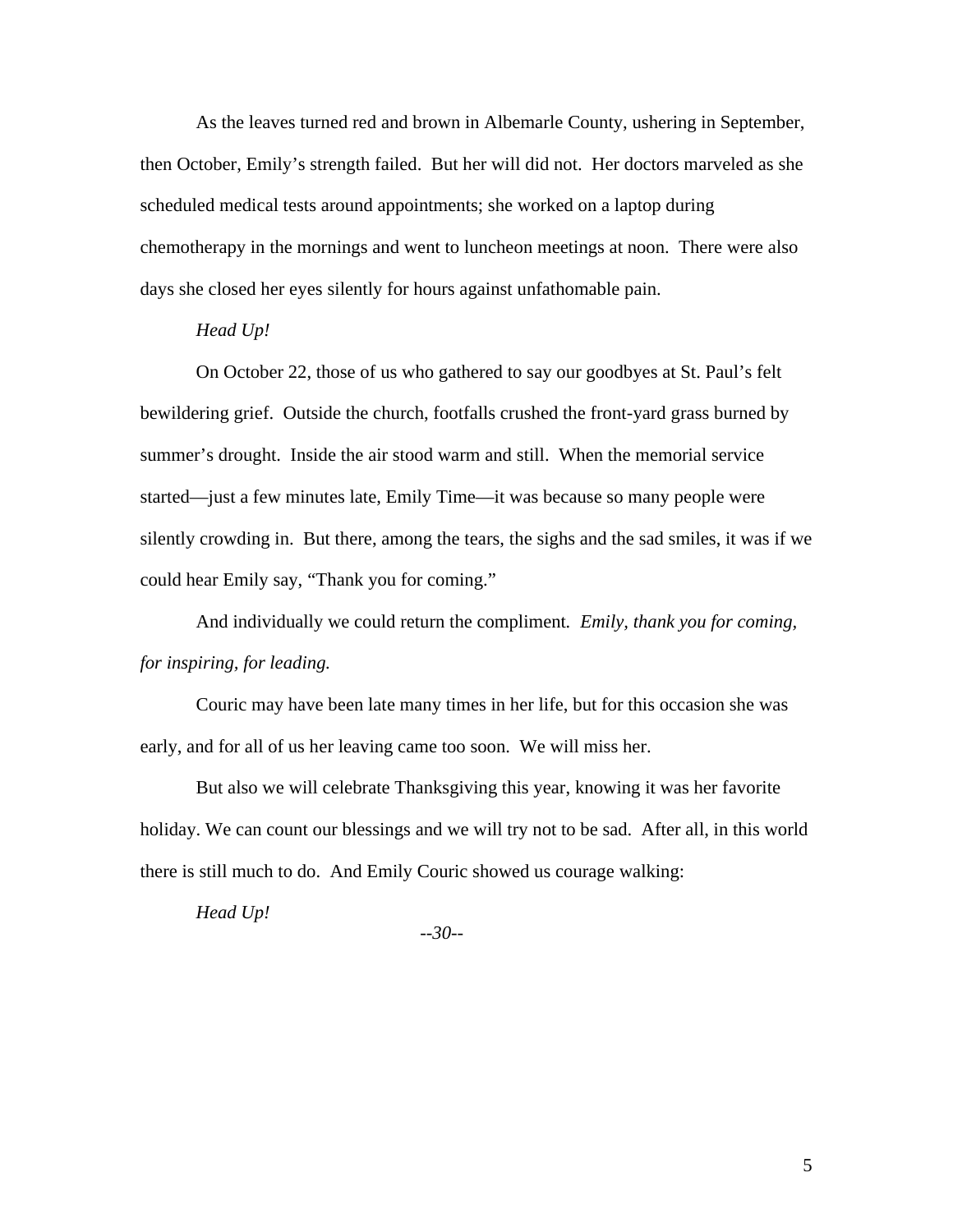As the leaves turned red and brown in Albemarle County, ushering in September, then October, Emily's strength failed. But her will did not. Her doctors marveled as she scheduled medical tests around appointments; she worked on a laptop during chemotherapy in the mornings and went to luncheon meetings at noon. There were also days she closed her eyes silently for hours against unfathomable pain.

*Head Up!*

On October 22, those of us who gathered to say our goodbyes at St. Paul's felt bewildering grief. Outside the church, footfalls crushed the front-yard grass burned by summer's drought. Inside the air stood warm and still. When the memorial service started—just a few minutes late, Emily Time—it was because so many people were silently crowding in. But there, among the tears, the sighs and the sad smiles, it was if we could hear Emily say, "Thank you for coming."

And individually we could return the compliment. *Emily, thank you for coming, for inspiring, for leading.*

Couric may have been late many times in her life, but for this occasion she was early, and for all of us her leaving came too soon. We will miss her.

But also we will celebrate Thanksgiving this year, knowing it was her favorite holiday. We can count our blessings and we will try not to be sad. After all, in this world there is still much to do. And Emily Couric showed us courage walking:

*Head Up!*

*--30--*